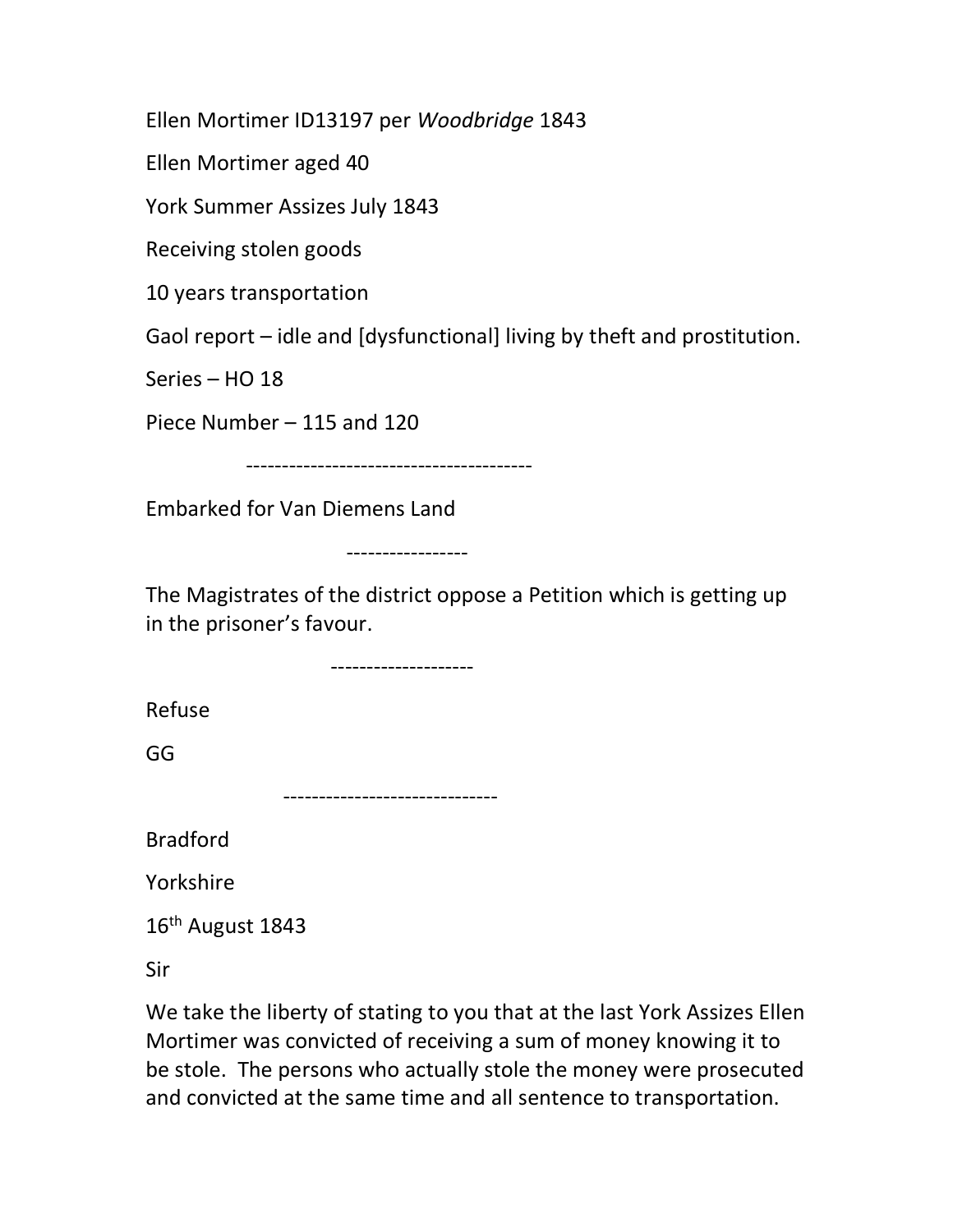Ellen Mortimer ID13197 per *Woodbridge* 1843

Ellen Mortimer aged 40

York Summer Assizes July 1843

Receiving stolen goods

10 years transportation

Gaol report – idle and [dysfunctional] living by theft and prostitution.

Series – HO 18

Piece Number – 115 and 120

----------------------------------------

Embarked for Van Diemens Land

-----------------

The Magistrates of the district oppose a Petition which is getting up in the prisoner's favour.

--------------------

Refuse

GG

------------------------------

Bradford

Yorkshire

16th August 1843

Sir

We take the liberty of stating to you that at the last York Assizes Ellen Mortimer was convicted of receiving a sum of money knowing it to be stole. The persons who actually stole the money were prosecuted and convicted at the same time and all sentence to transportation.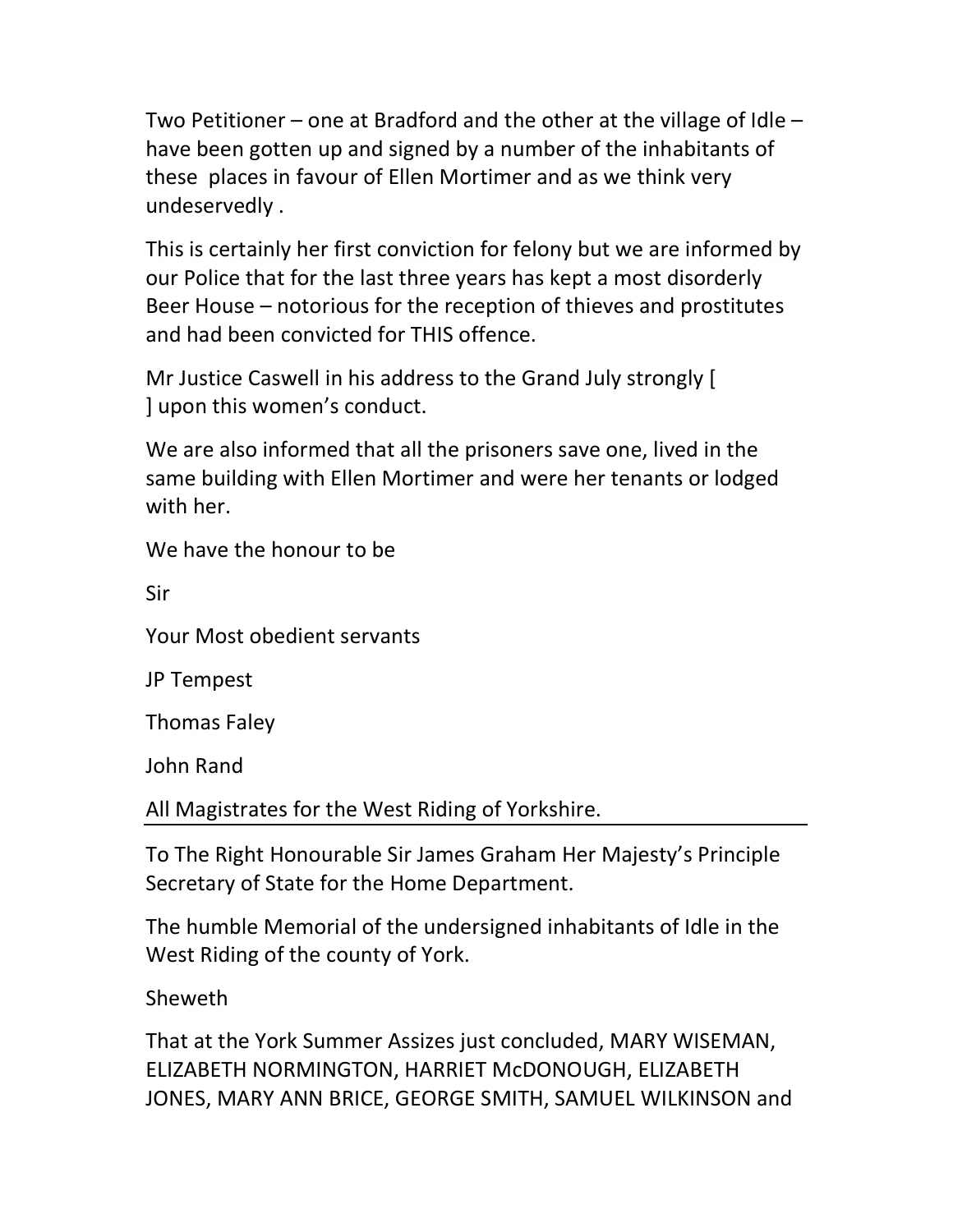Two Petitioner – one at Bradford and the other at the village of Idle – have been gotten up and signed by a number of the inhabitants of these places in favour of Ellen Mortimer and as we think very undeservedly .

This is certainly her first conviction for felony but we are informed by our Police that for the last three years has kept a most disorderly Beer House – notorious for the reception of thieves and prostitutes and had been convicted for THIS offence.

Mr Justice Caswell in his address to the Grand July strongly [ ] upon this women's conduct.

We are also informed that all the prisoners save one, lived in the same building with Ellen Mortimer and were her tenants or lodged with her.

We have the honour to be

Sir

Your Most obedient servants

JP Tempest

Thomas Faley

John Rand

All Magistrates for the West Riding of Yorkshire.

---

To The Right Honourable Sir James Graham Her Majesty's Principle Secretary of State for the Home Department.

The humble Memorial of the undersigned inhabitants of Idle in the West Riding of the county of York.

Sheweth

That at the York Summer Assizes just concluded, MARY WISEMAN, ELIZABETH NORMINGTON, HARRIET McDONOUGH, ELIZABETH JONES, MARY ANN BRICE, GEORGE SMITH, SAMUEL WILKINSON and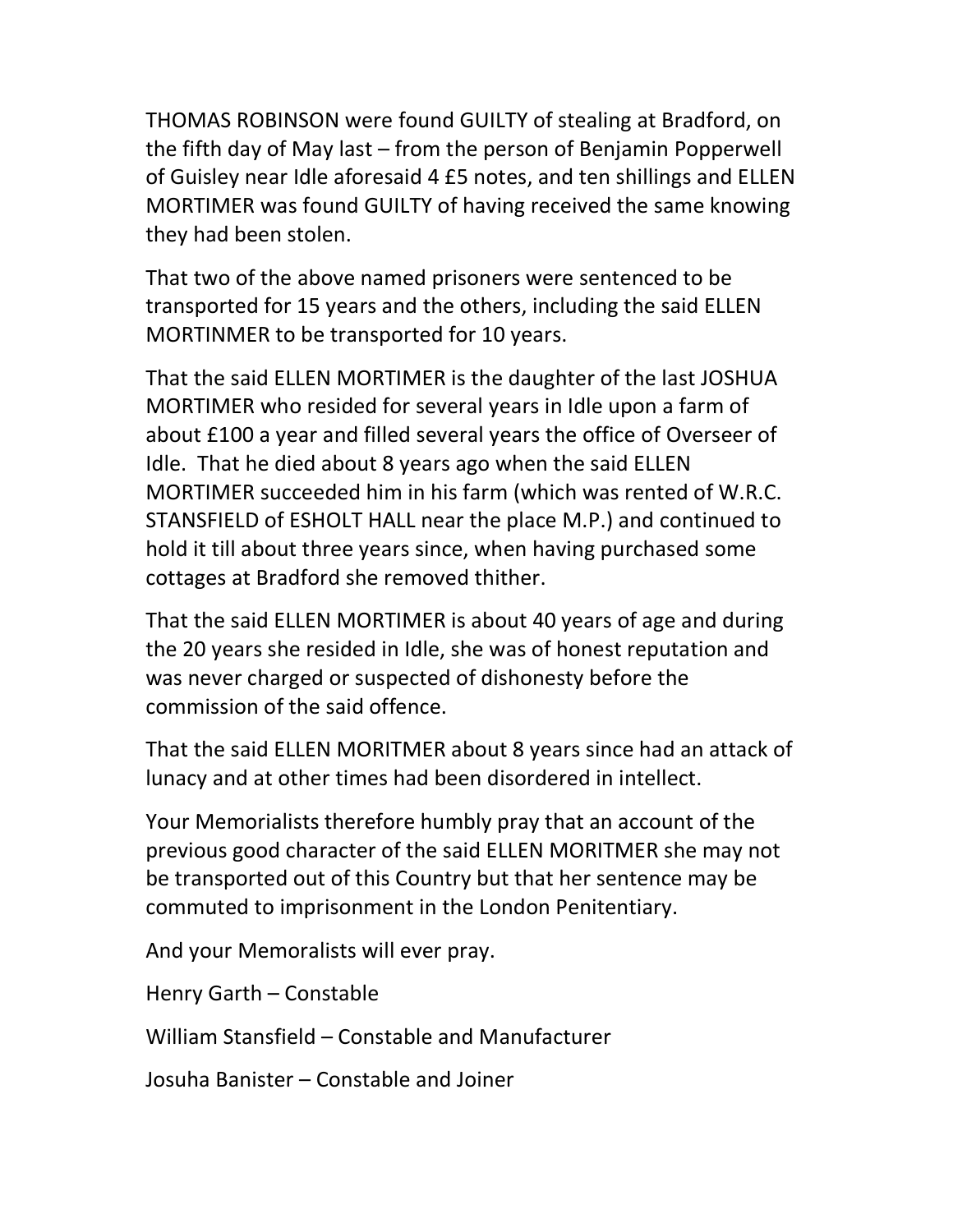THOMAS ROBINSON were found GUILTY of stealing at Bradford, on the fifth day of May last – from the person of Benjamin Popperwell of Guisley near Idle aforesaid 4 £5 notes, and ten shillings and ELLEN MORTIMER was found GUILTY of having received the same knowing they had been stolen.

That two of the above named prisoners were sentenced to be transported for 15 years and the others, including the said ELLEN MORTINMER to be transported for 10 years.

That the said ELLEN MORTIMER is the daughter of the last JOSHUA MORTIMER who resided for several years in Idle upon a farm of about £100 a year and filled several years the office of Overseer of Idle. That he died about 8 years ago when the said ELLEN MORTIMER succeeded him in his farm (which was rented of W.R.C. STANSFIELD of ESHOLT HALL near the place M.P.) and continued to hold it till about three years since, when having purchased some cottages at Bradford she removed thither.

That the said ELLEN MORTIMER is about 40 years of age and during the 20 years she resided in Idle, she was of honest reputation and was never charged or suspected of dishonesty before the commission of the said offence.

That the said ELLEN MORITMER about 8 years since had an attack of lunacy and at other times had been disordered in intellect.

Your Memorialists therefore humbly pray that an account of the previous good character of the said ELLEN MORITMER she may not be transported out of this Country but that her sentence may be commuted to imprisonment in the London Penitentiary.

And your Memoralists will ever pray.

Henry Garth – Constable

William Stansfield – Constable and Manufacturer

Josuha Banister – Constable and Joiner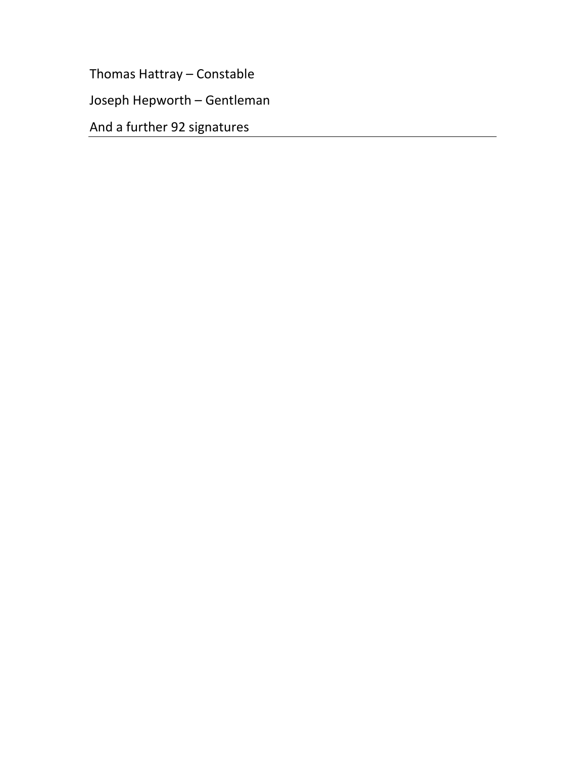Thomas Hattray – Constable

Joseph Hepworth – Gentleman

And a further 92 signatures